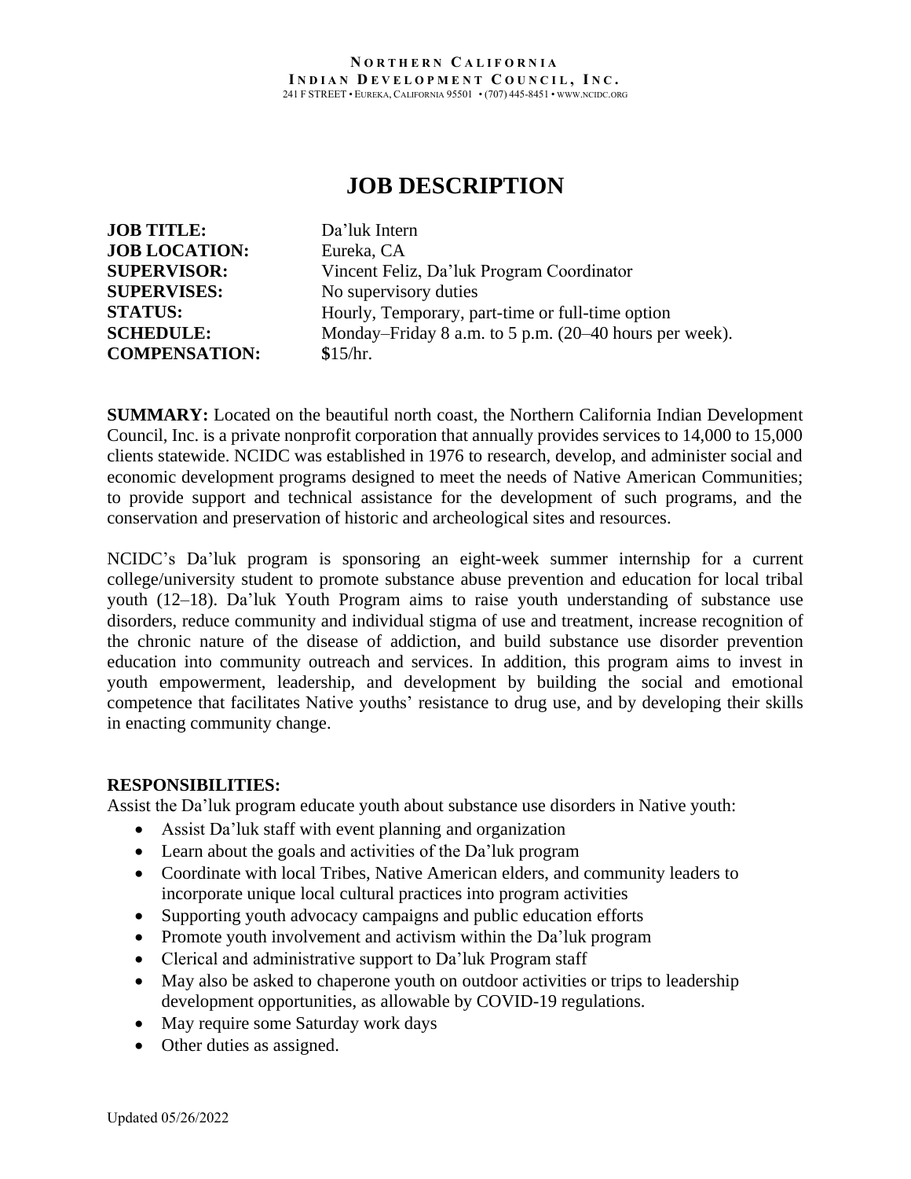**NORTHERN CALIFORNIA**
**INDIAN DEVELOPMENT COUNCIL, INC.**
241 F STREET • EUREKA, CALIFORNIA 95501 • (707) 445-8451 • WWW.NCIDC.ORG

# JOB DESCRIPTION

| | |
|---|---|
| **JOB TITLE:** | Da'luk Intern |
| **JOB LOCATION:** | Eureka, CA |
| **SUPERVISOR:** | Vincent Feliz, Da'luk Program Coordinator |
| **SUPERVISES:** | No supervisory duties |
| **STATUS:** | Hourly, Temporary, part-time or full-time option |
| **SCHEDULE:** | Monday–Friday 8 a.m. to 5 p.m. (20–40 hours per week). |
| **COMPENSATION:** | **$**15/hr. |

**SUMMARY:** Located on the beautiful north coast, the Northern California Indian Development Council, Inc. is a private nonprofit corporation that annually provides services to 14,000 to 15,000 clients statewide. NCIDC was established in 1976 to research, develop, and administer social and economic development programs designed to meet the needs of Native American Communities; to provide support and technical assistance for the development of such programs, and the conservation and preservation of historic and archeological sites and resources.

NCIDC's Da'luk program is sponsoring an eight-week summer internship for a current college/university student to promote substance abuse prevention and education for local tribal youth (12–18). Da'luk Youth Program aims to raise youth understanding of substance use disorders, reduce community and individual stigma of use and treatment, increase recognition of the chronic nature of the disease of addiction, and build substance use disorder prevention education into community outreach and services. In addition, this program aims to invest in youth empowerment, leadership, and development by building the social and emotional competence that facilitates Native youths' resistance to drug use, and by developing their skills in enacting community change.

**RESPONSIBILITIES:**

Assist the Da'luk program educate youth about substance use disorders in Native youth:

- Assist Da'luk staff with event planning and organization
- Learn about the goals and activities of the Da'luk program
- Coordinate with local Tribes, Native American elders, and community leaders to incorporate unique local cultural practices into program activities
- Supporting youth advocacy campaigns and public education efforts
- Promote youth involvement and activism within the Da'luk program
- Clerical and administrative support to Da'luk Program staff
- May also be asked to chaperone youth on outdoor activities or trips to leadership development opportunities, as allowable by COVID-19 regulations.
- May require some Saturday work days
- Other duties as assigned.

Updated 05/26/2022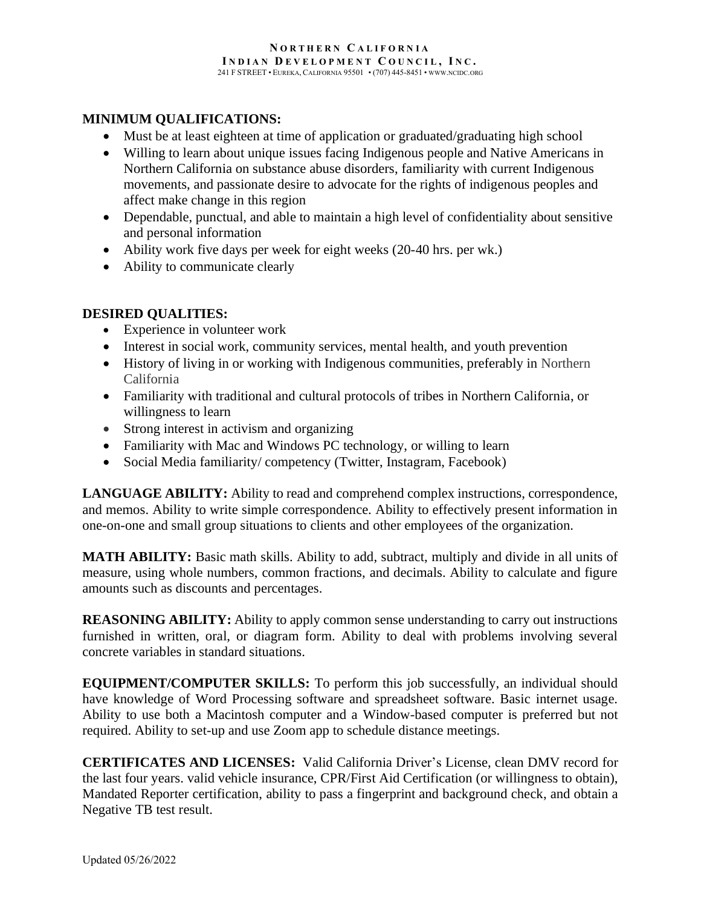## MINIMUM QUALIFICATIONS:

- Must be at least eighteen at time of application or graduated/graduating high school
- Willing to learn about unique issues facing Indigenous people and Native Americans in Northern California on substance abuse disorders, familiarity with current Indigenous movements, and passionate desire to advocate for the rights of indigenous peoples and affect make change in this region
- Dependable, punctual, and able to maintain a high level of confidentiality about sensitive and personal information
- Ability work five days per week for eight weeks (20-40 hrs. per wk.)
- Ability to communicate clearly

## DESIRED QUALITIES:

- Experience in volunteer work
- Interest in social work, community services, mental health, and youth prevention
- History of living in or working with Indigenous communities, preferably in Northern California
- Familiarity with traditional and cultural protocols of tribes in Northern California, or willingness to learn
- Strong interest in activism and organizing
- Familiarity with Mac and Windows PC technology, or willing to learn
- Social Media familiarity/ competency (Twitter, Instagram, Facebook)

**LANGUAGE ABILITY:** Ability to read and comprehend complex instructions, correspondence, and memos. Ability to write simple correspondence. Ability to effectively present information in one-on-one and small group situations to clients and other employees of the organization.

**MATH ABILITY:** Basic math skills. Ability to add, subtract, multiply and divide in all units of measure, using whole numbers, common fractions, and decimals. Ability to calculate and figure amounts such as discounts and percentages.

**REASONING ABILITY:** Ability to apply common sense understanding to carry out instructions furnished in written, oral, or diagram form. Ability to deal with problems involving several concrete variables in standard situations.

**EQUIPMENT/COMPUTER SKILLS:** To perform this job successfully, an individual should have knowledge of Word Processing software and spreadsheet software. Basic internet usage. Ability to use both a Macintosh computer and a Window-based computer is preferred but not required. Ability to set-up and use Zoom app to schedule distance meetings.

**CERTIFICATES AND LICENSES:** Valid California Driver's License, clean DMV record for the last four years. valid vehicle insurance, CPR/First Aid Certification (or willingness to obtain), Mandated Reporter certification, ability to pass a fingerprint and background check, and obtain a Negative TB test result.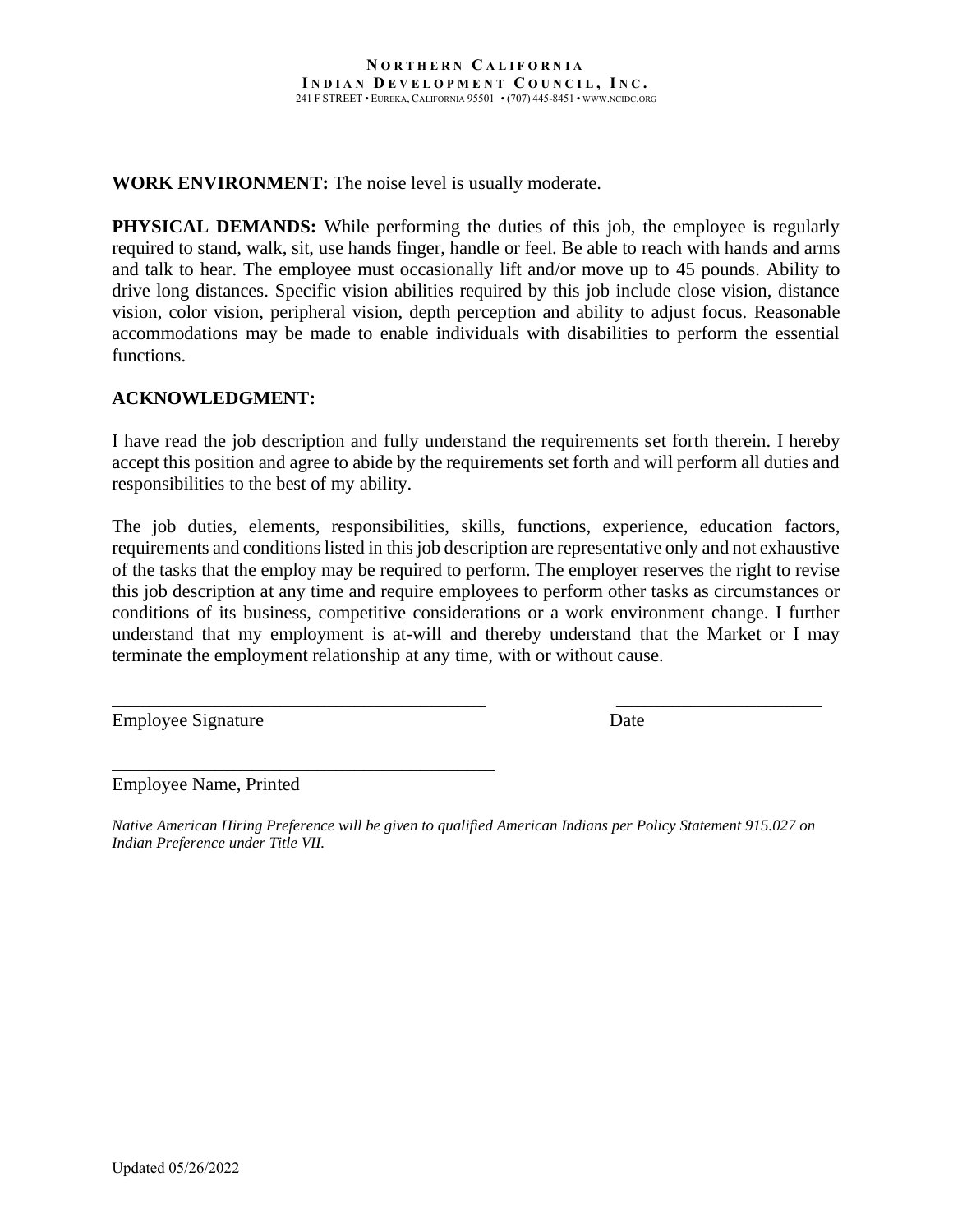**WORK ENVIRONMENT:** The noise level is usually moderate.

**PHYSICAL DEMANDS:** While performing the duties of this job, the employee is regularly required to stand, walk, sit, use hands finger, handle or feel. Be able to reach with hands and arms and talk to hear. The employee must occasionally lift and/or move up to 45 pounds. Ability to drive long distances. Specific vision abilities required by this job include close vision, distance vision, color vision, peripheral vision, depth perception and ability to adjust focus. Reasonable accommodations may be made to enable individuals with disabilities to perform the essential functions.

**ACKNOWLEDGMENT:**

I have read the job description and fully understand the requirements set forth therein. I hereby accept this position and agree to abide by the requirements set forth and will perform all duties and responsibilities to the best of my ability.

The job duties, elements, responsibilities, skills, functions, experience, education factors, requirements and conditions listed in this job description are representative only and not exhaustive of the tasks that the employ may be required to perform. The employer reserves the right to revise this job description at any time and require employees to perform other tasks as circumstances or conditions of its business, competitive considerations or a work environment change. I further understand that my employment is at-will and thereby understand that the Market or I may terminate the employment relationship at any time, with or without cause.

_________________________________________ ______________________

Employee Signature Date

__________________________________________

Employee Name, Printed

*Native American Hiring Preference will be given to qualified American Indians per Policy Statement 915.027 on Indian Preference under Title VII.*

Updated 05/26/2022